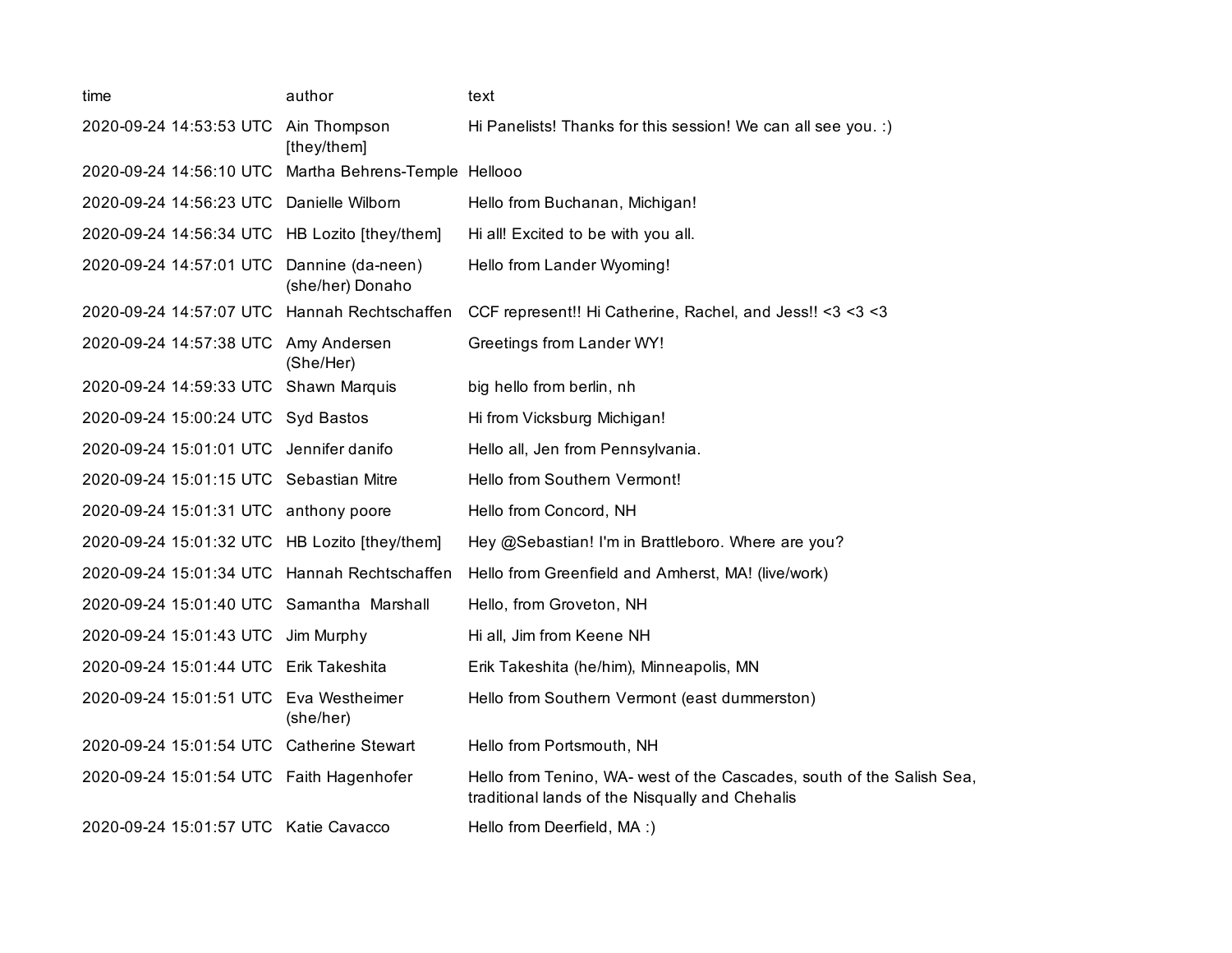| time | author | text |
|---|---|---|
| 2020-09-24 14:53:53 UTC | Ain Thompson [they/them] | Hi Panelists! Thanks for this session! We can all see you. :) |
| 2020-09-24 14:56:10 UTC | Martha Behrens-Temple | Hellooo |
| 2020-09-24 14:56:23 UTC | Danielle Wilborn | Hello from Buchanan, Michigan! |
| 2020-09-24 14:56:34 UTC | HB Lozito [they/them] | Hi all! Excited to be with you all. |
| 2020-09-24 14:57:01 UTC | Dannine (da-neen) (she/her) Donaho | Hello from Lander Wyoming! |
| 2020-09-24 14:57:07 UTC | Hannah Rechtschaffen | CCF represent!! Hi Catherine, Rachel, and Jess!! <3 <3 <3 |
| 2020-09-24 14:57:38 UTC | Amy Andersen (She/Her) | Greetings from Lander WY! |
| 2020-09-24 14:59:33 UTC | Shawn Marquis | big hello from berlin, nh |
| 2020-09-24 15:00:24 UTC | Syd Bastos | Hi from Vicksburg Michigan! |
| 2020-09-24 15:01:01 UTC | Jennifer danifo | Hello all, Jen from Pennsylvania. |
| 2020-09-24 15:01:15 UTC | Sebastian Mitre | Hello from Southern Vermont! |
| 2020-09-24 15:01:31 UTC | anthony poore | Hello from Concord, NH |
| 2020-09-24 15:01:32 UTC | HB Lozito [they/them] | Hey @Sebastian! I'm in Brattleboro. Where are you? |
| 2020-09-24 15:01:34 UTC | Hannah Rechtschaffen | Hello from Greenfield and Amherst, MA! (live/work) |
| 2020-09-24 15:01:40 UTC | Samantha Marshall | Hello, from Groveton, NH |
| 2020-09-24 15:01:43 UTC | Jim Murphy | Hi all, Jim from Keene NH |
| 2020-09-24 15:01:44 UTC | Erik Takeshita | Erik Takeshita (he/him), Minneapolis, MN |
| 2020-09-24 15:01:51 UTC | Eva Westheimer (she/her) | Hello from Southern Vermont (east dummerston) |
| 2020-09-24 15:01:54 UTC | Catherine Stewart | Hello from Portsmouth, NH |
| 2020-09-24 15:01:54 UTC | Faith Hagenhofer | Hello from Tenino, WA- west of the Cascades, south of the Salish Sea, traditional lands of the Nisqually and Chehalis |
| 2020-09-24 15:01:57 UTC | Katie Cavacco | Hello from Deerfield, MA :) |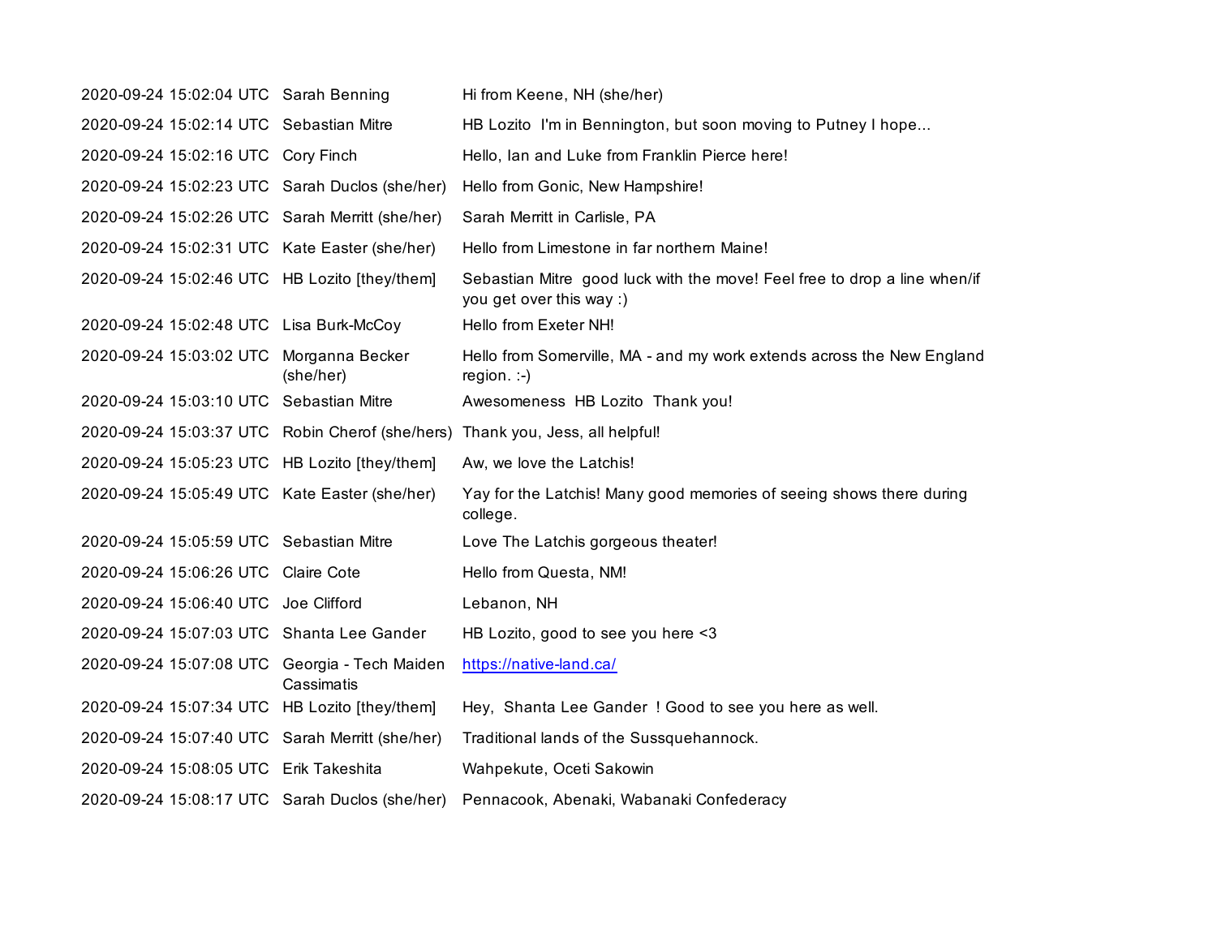| | | |
|---|---|---|
| 2020-09-24 15:02:04 UTC | Sarah Benning | Hi from Keene, NH (she/her) |
| 2020-09-24 15:02:14 UTC | Sebastian Mitre | HB Lozito  I'm in Bennington, but soon moving to Putney I hope... |
| 2020-09-24 15:02:16 UTC | Cory Finch | Hello, Ian and Luke from Franklin Pierce here! |
| 2020-09-24 15:02:23 UTC | Sarah Duclos (she/her) | Hello from Gonic, New Hampshire! |
| 2020-09-24 15:02:26 UTC | Sarah Merritt (she/her) | Sarah Merritt in Carlisle, PA |
| 2020-09-24 15:02:31 UTC | Kate Easter (she/her) | Hello from Limestone in far northern Maine! |
| 2020-09-24 15:02:46 UTC | HB Lozito [they/them] | Sebastian Mitre  good luck with the move! Feel free to drop a line when/if you get over this way :) |
| 2020-09-24 15:02:48 UTC | Lisa Burk-McCoy | Hello from Exeter NH! |
| 2020-09-24 15:03:02 UTC | Morganna Becker (she/her) | Hello from Somerville, MA - and my work extends across the New England region. :-) |
| 2020-09-24 15:03:10 UTC | Sebastian Mitre | Awesomeness  HB Lozito  Thank you! |
| 2020-09-24 15:03:37 UTC | Robin Cherof (she/hers) | Thank you, Jess, all helpful! |
| 2020-09-24 15:05:23 UTC | HB Lozito [they/them] | Aw, we love the Latchis! |
| 2020-09-24 15:05:49 UTC | Kate Easter (she/her) | Yay for the Latchis! Many good memories of seeing shows there during college. |
| 2020-09-24 15:05:59 UTC | Sebastian Mitre | Love The Latchis gorgeous theater! |
| 2020-09-24 15:06:26 UTC | Claire Cote | Hello from Questa, NM! |
| 2020-09-24 15:06:40 UTC | Joe Clifford | Lebanon, NH |
| 2020-09-24 15:07:03 UTC | Shanta Lee Gander | HB Lozito, good to see you here <3 |
| 2020-09-24 15:07:08 UTC | Georgia - Tech Maiden Cassimatis | https://native-land.ca/ |
| 2020-09-24 15:07:34 UTC | HB Lozito [they/them] | Hey,  Shanta Lee Gander  ! Good to see you here as well. |
| 2020-09-24 15:07:40 UTC | Sarah Merritt (she/her) | Traditional lands of the Sussquehannock. |
| 2020-09-24 15:08:05 UTC | Erik Takeshita | Wahpekute, Oceti Sakowin |
| 2020-09-24 15:08:17 UTC | Sarah Duclos (she/her) | Pennacook, Abenaki, Wabanaki Confederacy |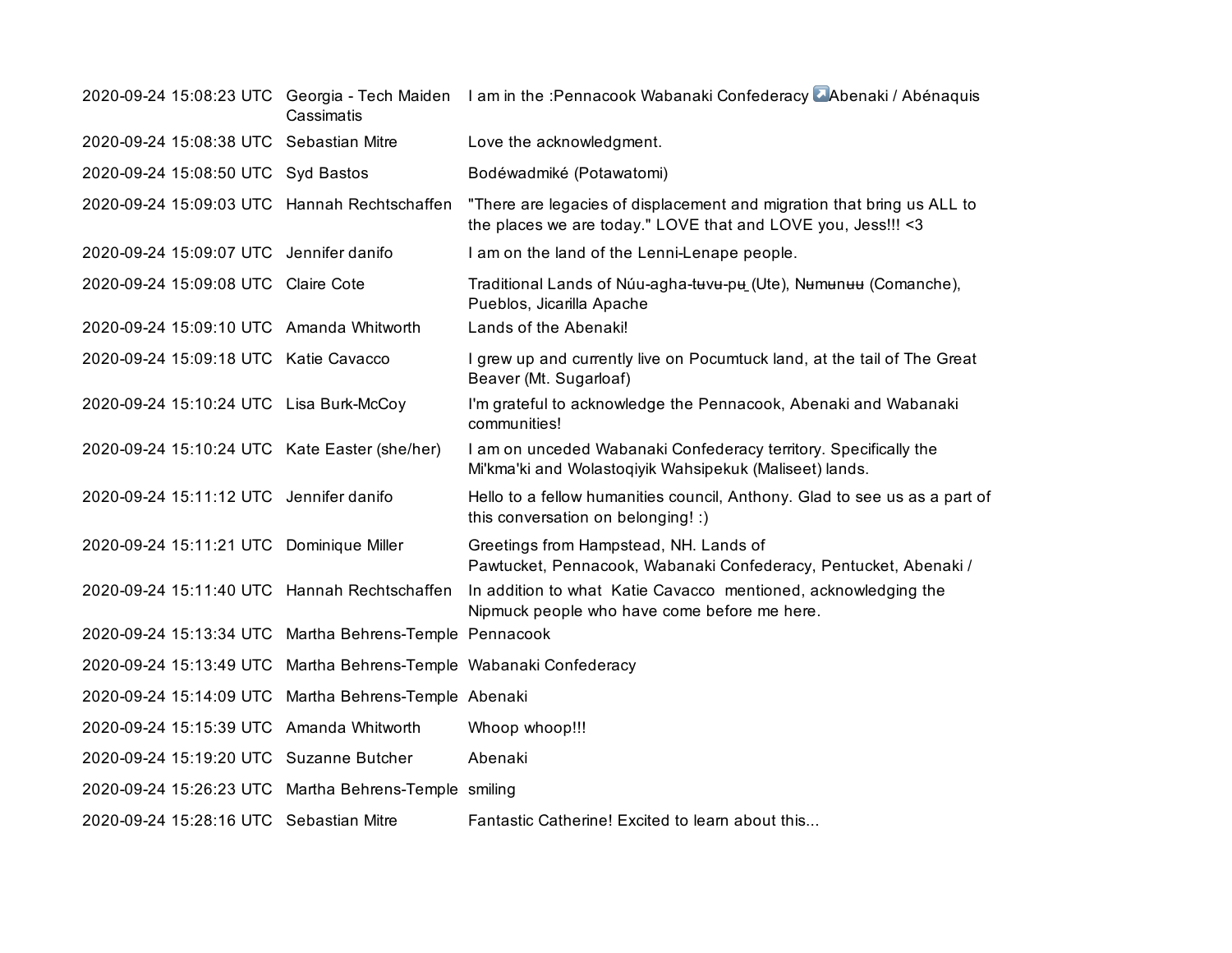| | | |
|---|---|---|
| 2020-09-24 15:08:23 UTC | Georgia - Tech Maiden Cassimatis | I am in the :Pennacook Wabanaki Confederacy ↗Abenaki / Abénaquis |
| 2020-09-24 15:08:38 UTC | Sebastian Mitre | Love the acknowledgment. |
| 2020-09-24 15:08:50 UTC | Syd Bastos | Bodéwadmiké (Potawatomi) |
| 2020-09-24 15:09:03 UTC | Hannah Rechtschaffen | "There are legacies of displacement and migration that bring us ALL to the places we are today." LOVE that and LOVE you, Jess!!! <3 |
| 2020-09-24 15:09:07 UTC | Jennifer danifo | I am on the land of the Lenni-Lenape people. |
| 2020-09-24 15:09:08 UTC | Claire Cote | Traditional Lands of Núu-agha-tʉvʉ-pʉ̱ (Ute), Nʉmʉnʉʉ (Comanche), Pueblos, Jicarilla Apache |
| 2020-09-24 15:09:10 UTC | Amanda Whitworth | Lands of the Abenaki! |
| 2020-09-24 15:09:18 UTC | Katie Cavacco | I grew up and currently live on Pocumtuck land, at the tail of The Great Beaver (Mt. Sugarloaf) |
| 2020-09-24 15:10:24 UTC | Lisa Burk-McCoy | I'm grateful to acknowledge the Pennacook, Abenaki and Wabanaki communities! |
| 2020-09-24 15:10:24 UTC | Kate Easter (she/her) | I am on unceded Wabanaki Confederacy territory. Specifically the Mi'kma'ki and Wolastoqiyik Wahsipekuk (Maliseet) lands. |
| 2020-09-24 15:11:12 UTC | Jennifer danifo | Hello to a fellow humanities council, Anthony. Glad to see us as a part of this conversation on belonging! :) |
| 2020-09-24 15:11:21 UTC | Dominique Miller | Greetings from Hampstead, NH. Lands of Pawtucket, Pennacook, Wabanaki Confederacy, Pentucket, Abenaki / |
| 2020-09-24 15:11:40 UTC | Hannah Rechtschaffen | In addition to what Katie Cavacco mentioned, acknowledging the Nipmuck people who have come before me here. |
| 2020-09-24 15:13:34 UTC | Martha Behrens-Temple | Pennacook |
| 2020-09-24 15:13:49 UTC | Martha Behrens-Temple | Wabanaki Confederacy |
| 2020-09-24 15:14:09 UTC | Martha Behrens-Temple | Abenaki |
| 2020-09-24 15:15:39 UTC | Amanda Whitworth | Whoop whoop!!! |
| 2020-09-24 15:19:20 UTC | Suzanne Butcher | Abenaki |
| 2020-09-24 15:26:23 UTC | Martha Behrens-Temple | smiling |
| 2020-09-24 15:28:16 UTC | Sebastian Mitre | Fantastic Catherine! Excited to learn about this... |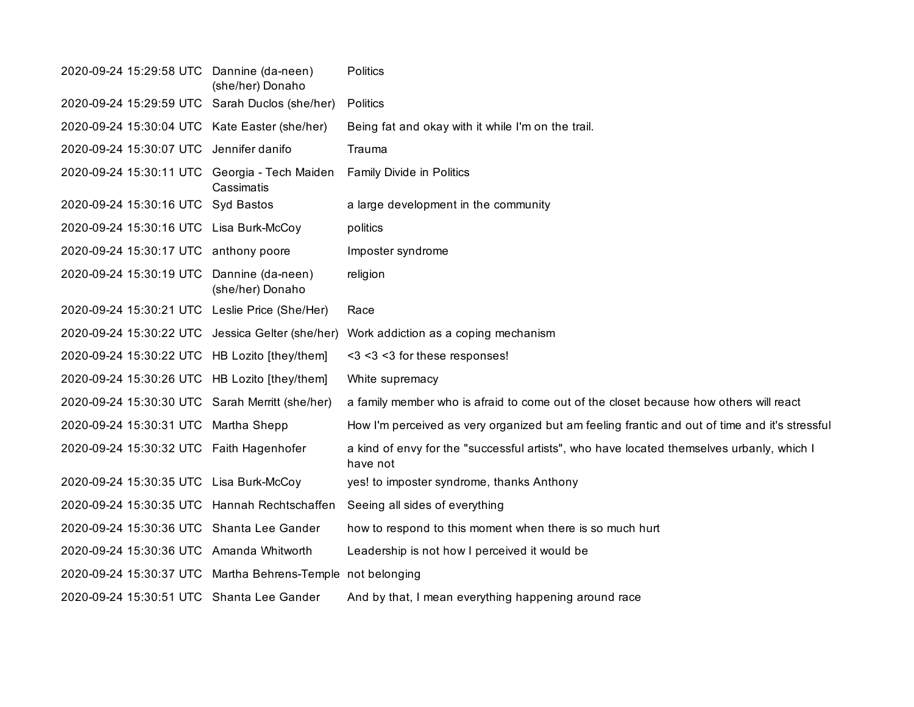| | | |
|---|---|---|
| 2020-09-24 15:29:58 UTC | Dannine (da-neen) (she/her) Donaho | Politics |
| 2020-09-24 15:29:59 UTC | Sarah Duclos (she/her) | Politics |
| 2020-09-24 15:30:04 UTC | Kate Easter (she/her) | Being fat and okay with it while I'm on the trail. |
| 2020-09-24 15:30:07 UTC | Jennifer danifo | Trauma |
| 2020-09-24 15:30:11 UTC | Georgia - Tech Maiden Cassimatis | Family Divide in Politics |
| 2020-09-24 15:30:16 UTC | Syd Bastos | a large development in the community |
| 2020-09-24 15:30:16 UTC | Lisa Burk-McCoy | politics |
| 2020-09-24 15:30:17 UTC | anthony poore | Imposter syndrome |
| 2020-09-24 15:30:19 UTC | Dannine (da-neen) (she/her) Donaho | religion |
| 2020-09-24 15:30:21 UTC | Leslie Price (She/Her) | Race |
| 2020-09-24 15:30:22 UTC | Jessica Gelter (she/her) | Work addiction as a coping mechanism |
| 2020-09-24 15:30:22 UTC | HB Lozito [they/them] | <3 <3 <3 for these responses! |
| 2020-09-24 15:30:26 UTC | HB Lozito [they/them] | White supremacy |
| 2020-09-24 15:30:30 UTC | Sarah Merritt (she/her) | a family member who is afraid to come out of the closet because how others will react |
| 2020-09-24 15:30:31 UTC | Martha Shepp | How I'm perceived as very organized but am feeling frantic and out of time and it's stressful |
| 2020-09-24 15:30:32 UTC | Faith Hagenhofer | a kind of envy for the "successful artists", who have located themselves urbanly, which I have not |
| 2020-09-24 15:30:35 UTC | Lisa Burk-McCoy | yes! to imposter syndrome, thanks Anthony |
| 2020-09-24 15:30:35 UTC | Hannah Rechtschaffen | Seeing all sides of everything |
| 2020-09-24 15:30:36 UTC | Shanta Lee Gander | how to respond to this moment when there is so much hurt |
| 2020-09-24 15:30:36 UTC | Amanda Whitworth | Leadership is not how I perceived it would be |
| 2020-09-24 15:30:37 UTC | Martha Behrens-Temple | not belonging |
| 2020-09-24 15:30:51 UTC | Shanta Lee Gander | And by that, I mean everything happening around race |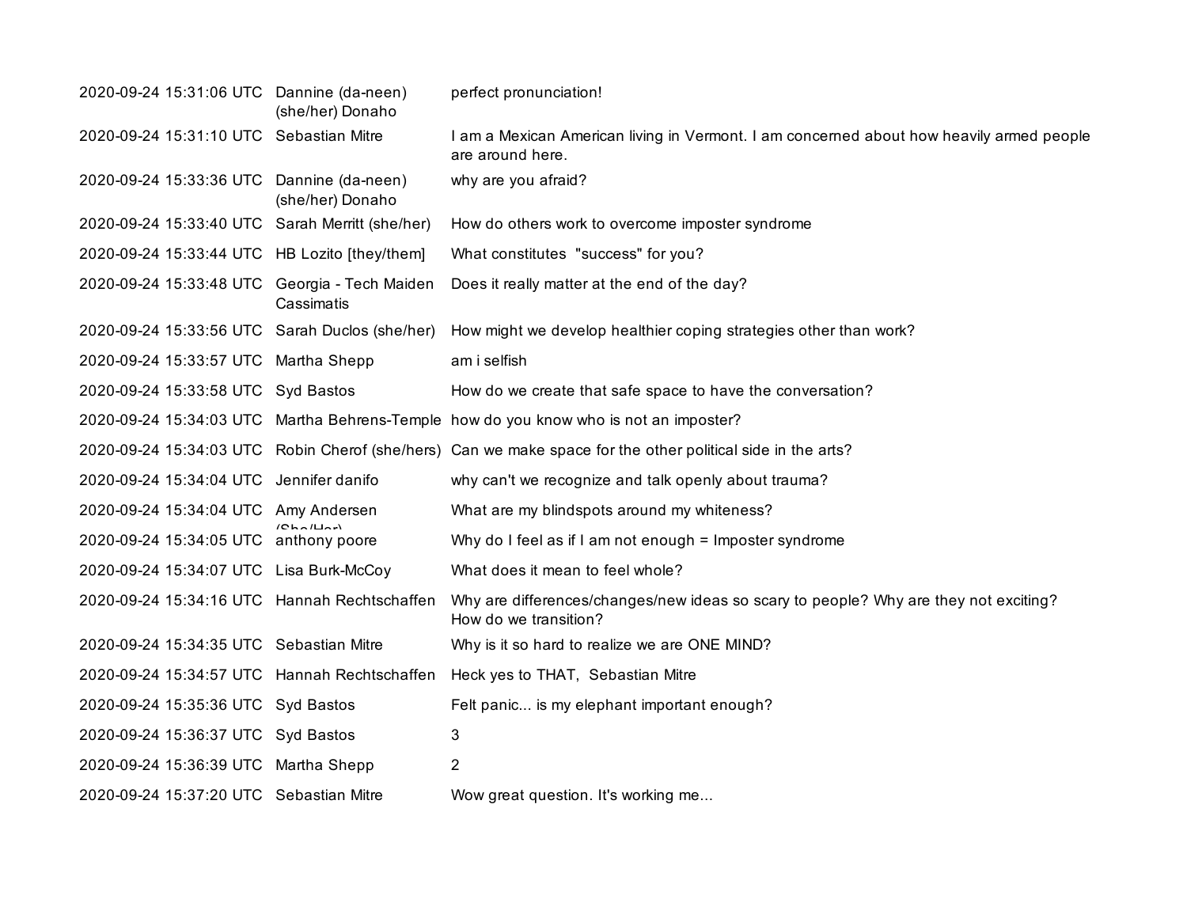| | | |
|---|---|---|
| 2020-09-24 15:31:06 UTC | Dannine (da-neen) (she/her) Donaho | perfect pronunciation! |
| 2020-09-24 15:31:10 UTC | Sebastian Mitre | I am a Mexican American living in Vermont. I am concerned about how heavily armed people are around here. |
| 2020-09-24 15:33:36 UTC | Dannine (da-neen) (she/her) Donaho | why are you afraid? |
| 2020-09-24 15:33:40 UTC | Sarah Merritt (she/her) | How do others work to overcome imposter syndrome |
| 2020-09-24 15:33:44 UTC | HB Lozito [they/them] | What constitutes "success" for you? |
| 2020-09-24 15:33:48 UTC | Georgia - Tech Maiden Cassimatis | Does it really matter at the end of the day? |
| 2020-09-24 15:33:56 UTC | Sarah Duclos (she/her) | How might we develop healthier coping strategies other than work? |
| 2020-09-24 15:33:57 UTC | Martha Shepp | am i selfish |
| 2020-09-24 15:33:58 UTC | Syd Bastos | How do we create that safe space to have the conversation? |
| 2020-09-24 15:34:03 UTC | Martha Behrens-Temple | how do you know who is not an imposter? |
| 2020-09-24 15:34:03 UTC | Robin Cherof (she/hers) | Can we make space for the other political side in the arts? |
| 2020-09-24 15:34:04 UTC | Jennifer danifo | why can't we recognize and talk openly about trauma? |
| 2020-09-24 15:34:04 UTC | Amy Andersen (She/Her) | What are my blindspots around my whiteness? |
| 2020-09-24 15:34:05 UTC | anthony poore | Why do I feel as if I am not enough = Imposter syndrome |
| 2020-09-24 15:34:07 UTC | Lisa Burk-McCoy | What does it mean to feel whole? |
| 2020-09-24 15:34:16 UTC | Hannah Rechtschaffen | Why are differences/changes/new ideas so scary to people? Why are they not exciting? How do we transition? |
| 2020-09-24 15:34:35 UTC | Sebastian Mitre | Why is it so hard to realize we are ONE MIND? |
| 2020-09-24 15:34:57 UTC | Hannah Rechtschaffen | Heck yes to THAT, Sebastian Mitre |
| 2020-09-24 15:35:36 UTC | Syd Bastos | Felt panic... is my elephant important enough? |
| 2020-09-24 15:36:37 UTC | Syd Bastos | 3 |
| 2020-09-24 15:36:39 UTC | Martha Shepp | 2 |
| 2020-09-24 15:37:20 UTC | Sebastian Mitre | Wow great question. It's working me... |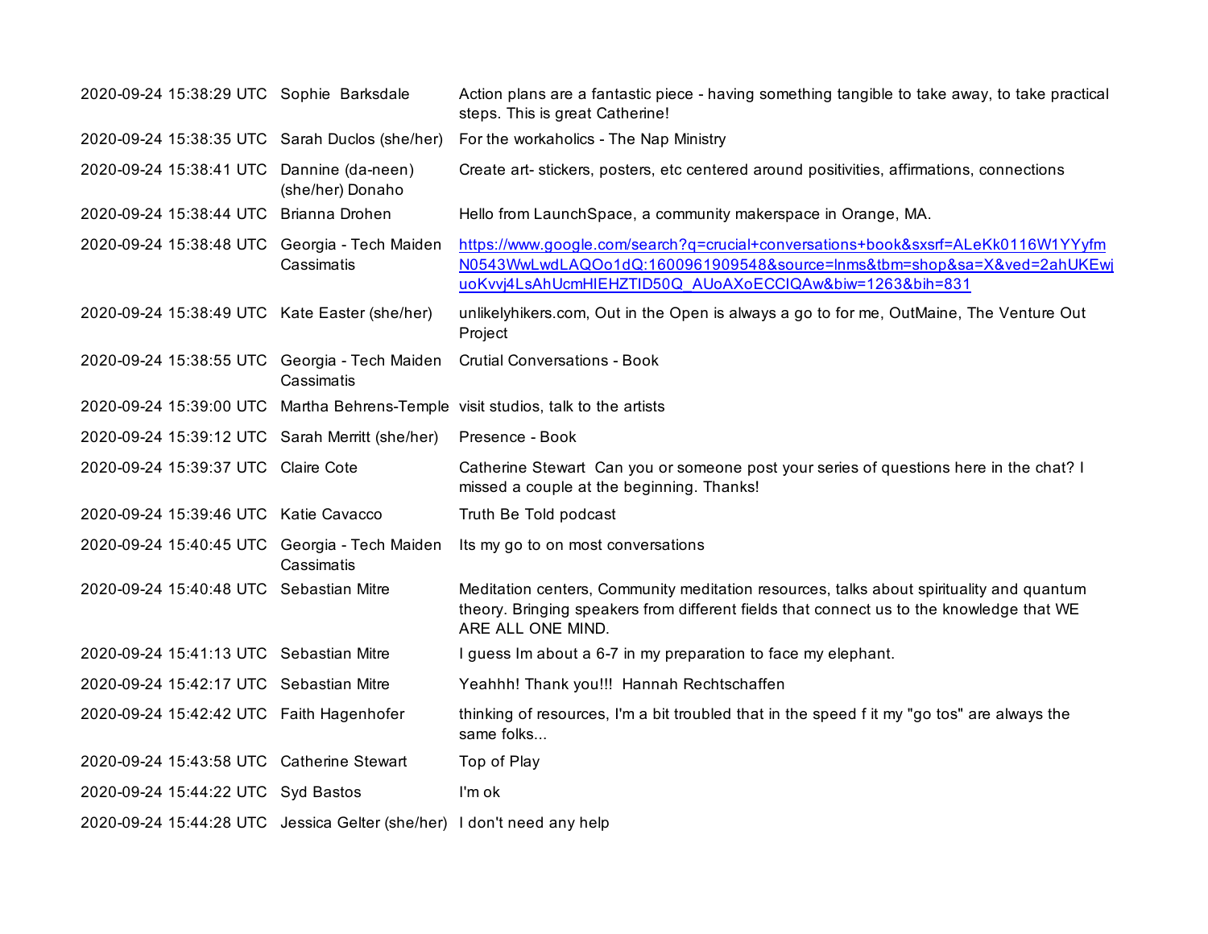| | | |
|---|---|---|
| 2020-09-24 15:38:29 UTC | Sophie  Barksdale | Action plans are a fantastic piece - having something tangible to take away, to take practical steps. This is great Catherine! |
| 2020-09-24 15:38:35 UTC | Sarah Duclos (she/her) | For the workaholics - The Nap Ministry |
| 2020-09-24 15:38:41 UTC | Dannine (da-neen) (she/her) Donaho | Create art- stickers, posters, etc centered around positivities, affirmations, connections |
| 2020-09-24 15:38:44 UTC | Brianna Drohen | Hello from LaunchSpace, a community makerspace in Orange, MA. |
| 2020-09-24 15:38:48 UTC | Georgia - Tech Maiden Cassimatis | https://www.google.com/search?q=crucial+conversations+book&sxsrf=ALeKk0116W1YYyfmN0543WwLwdLAQOo1dQ:1600961909548&source=lnms&tbm=shop&sa=X&ved=2ahUKEwjuoKvvj4LsAhUcmHIEHZTID50Q_AUoAXoECCIQAw&biw=1263&bih=831 |
| 2020-09-24 15:38:49 UTC | Kate Easter (she/her) | unlikelyhikers.com, Out in the Open is always a go to for me, OutMaine, The Venture Out Project |
| 2020-09-24 15:38:55 UTC | Georgia - Tech Maiden Cassimatis | Crutial Conversations - Book |
| 2020-09-24 15:39:00 UTC | Martha Behrens-Temple | visit studios, talk to the artists |
| 2020-09-24 15:39:12 UTC | Sarah Merritt (she/her) | Presence - Book |
| 2020-09-24 15:39:37 UTC | Claire Cote | Catherine Stewart  Can you or someone post your series of questions here in the chat? I missed a couple at the beginning. Thanks! |
| 2020-09-24 15:39:46 UTC | Katie Cavacco | Truth Be Told podcast |
| 2020-09-24 15:40:45 UTC | Georgia - Tech Maiden Cassimatis | Its my go to on most conversations |
| 2020-09-24 15:40:48 UTC | Sebastian Mitre | Meditation centers, Community meditation resources, talks about spirituality and quantum theory. Bringing speakers from different fields that connect us to the knowledge that WE ARE ALL ONE MIND. |
| 2020-09-24 15:41:13 UTC | Sebastian Mitre | I guess Im about a 6-7 in my preparation to face my elephant. |
| 2020-09-24 15:42:17 UTC | Sebastian Mitre | Yeahhh! Thank you!!!  Hannah Rechtschaffen |
| 2020-09-24 15:42:42 UTC | Faith Hagenhofer | thinking of resources, I'm a bit troubled that in the speed f it my "go tos" are always the same folks... |
| 2020-09-24 15:43:58 UTC | Catherine Stewart | Top of Play |
| 2020-09-24 15:44:22 UTC | Syd Bastos | I'm ok |
| 2020-09-24 15:44:28 UTC | Jessica Gelter (she/her) | I don't need any help |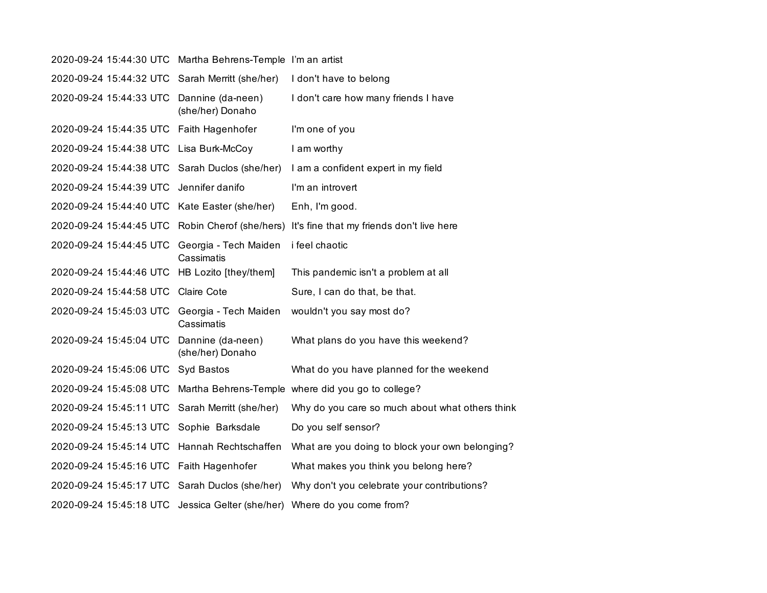| | | |
|---|---|---|
| 2020-09-24 15:44:30 UTC | Martha Behrens-Temple | I'm an artist |
| 2020-09-24 15:44:32 UTC | Sarah Merritt (she/her) | I don't have to belong |
| 2020-09-24 15:44:33 UTC | Dannine (da-neen) (she/her) Donaho | I don't care how many friends I have |
| 2020-09-24 15:44:35 UTC | Faith Hagenhofer | I'm one of you |
| 2020-09-24 15:44:38 UTC | Lisa Burk-McCoy | I am worthy |
| 2020-09-24 15:44:38 UTC | Sarah Duclos (she/her) | I am a confident expert in my field |
| 2020-09-24 15:44:39 UTC | Jennifer danifo | I'm an introvert |
| 2020-09-24 15:44:40 UTC | Kate Easter (she/her) | Enh, I'm good. |
| 2020-09-24 15:44:45 UTC | Robin Cherof (she/hers) | It's fine that my friends don't live here |
| 2020-09-24 15:44:45 UTC | Georgia - Tech Maiden Cassimatis | i feel chaotic |
| 2020-09-24 15:44:46 UTC | HB Lozito [they/them] | This pandemic isn't a problem at all |
| 2020-09-24 15:44:58 UTC | Claire Cote | Sure, I can do that, be that. |
| 2020-09-24 15:45:03 UTC | Georgia - Tech Maiden Cassimatis | wouldn't you say most do? |
| 2020-09-24 15:45:04 UTC | Dannine (da-neen) (she/her) Donaho | What plans do you have this weekend? |
| 2020-09-24 15:45:06 UTC | Syd Bastos | What do you have planned for the weekend |
| 2020-09-24 15:45:08 UTC | Martha Behrens-Temple | where did you go to college? |
| 2020-09-24 15:45:11 UTC | Sarah Merritt (she/her) | Why do you care so much about what others think |
| 2020-09-24 15:45:13 UTC | Sophie Barksdale | Do you self sensor? |
| 2020-09-24 15:45:14 UTC | Hannah Rechtschaffen | What are you doing to block your own belonging? |
| 2020-09-24 15:45:16 UTC | Faith Hagenhofer | What makes you think you belong here? |
| 2020-09-24 15:45:17 UTC | Sarah Duclos (she/her) | Why don't you celebrate your contributions? |
| 2020-09-24 15:45:18 UTC | Jessica Gelter (she/her) | Where do you come from? |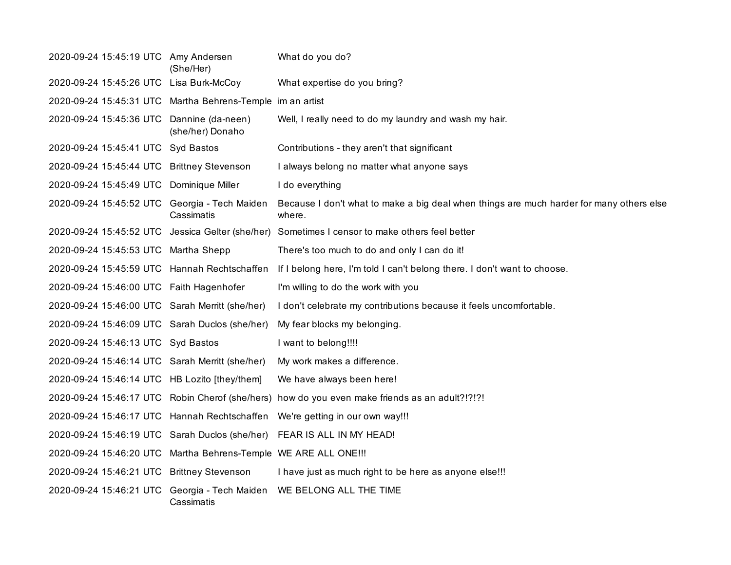| | | |
|---|---|---|
| 2020-09-24 15:45:19 UTC | Amy Andersen (She/Her) | What do you do? |
| 2020-09-24 15:45:26 UTC | Lisa Burk-McCoy | What expertise do you bring? |
| 2020-09-24 15:45:31 UTC | Martha Behrens-Temple | im an artist |
| 2020-09-24 15:45:36 UTC | Dannine (da-neen) (she/her) Donaho | Well, I really need to do my laundry and wash my hair. |
| 2020-09-24 15:45:41 UTC | Syd Bastos | Contributions - they aren't that significant |
| 2020-09-24 15:45:44 UTC | Brittney Stevenson | I always belong no matter what anyone says |
| 2020-09-24 15:45:49 UTC | Dominique Miller | I do everything |
| 2020-09-24 15:45:52 UTC | Georgia - Tech Maiden Cassimatis | Because I don't what to make a big deal when things are much harder for many others else where. |
| 2020-09-24 15:45:52 UTC | Jessica Gelter (she/her) | Sometimes I censor to make others feel better |
| 2020-09-24 15:45:53 UTC | Martha Shepp | There's too much to do and only I can do it! |
| 2020-09-24 15:45:59 UTC | Hannah Rechtschaffen | If I belong here, I'm told I can't belong there. I don't want to choose. |
| 2020-09-24 15:46:00 UTC | Faith Hagenhofer | I'm willing to do the work with you |
| 2020-09-24 15:46:00 UTC | Sarah Merritt (she/her) | I don't celebrate my contributions because it feels uncomfortable. |
| 2020-09-24 15:46:09 UTC | Sarah Duclos (she/her) | My fear blocks my belonging. |
| 2020-09-24 15:46:13 UTC | Syd Bastos | I want to belong!!!! |
| 2020-09-24 15:46:14 UTC | Sarah Merritt (she/her) | My work makes a difference. |
| 2020-09-24 15:46:14 UTC | HB Lozito [they/them] | We have always been here! |
| 2020-09-24 15:46:17 UTC | Robin Cherof (she/hers) | how do you even make friends as an adult?!?!?! |
| 2020-09-24 15:46:17 UTC | Hannah Rechtschaffen | We're getting in our own way!!! |
| 2020-09-24 15:46:19 UTC | Sarah Duclos (she/her) | FEAR IS ALL IN MY HEAD! |
| 2020-09-24 15:46:20 UTC | Martha Behrens-Temple | WE ARE ALL ONE!!! |
| 2020-09-24 15:46:21 UTC | Brittney Stevenson | I have just as much right to be here as anyone else!!! |
| 2020-09-24 15:46:21 UTC | Georgia - Tech Maiden Cassimatis | WE BELONG ALL THE TIME |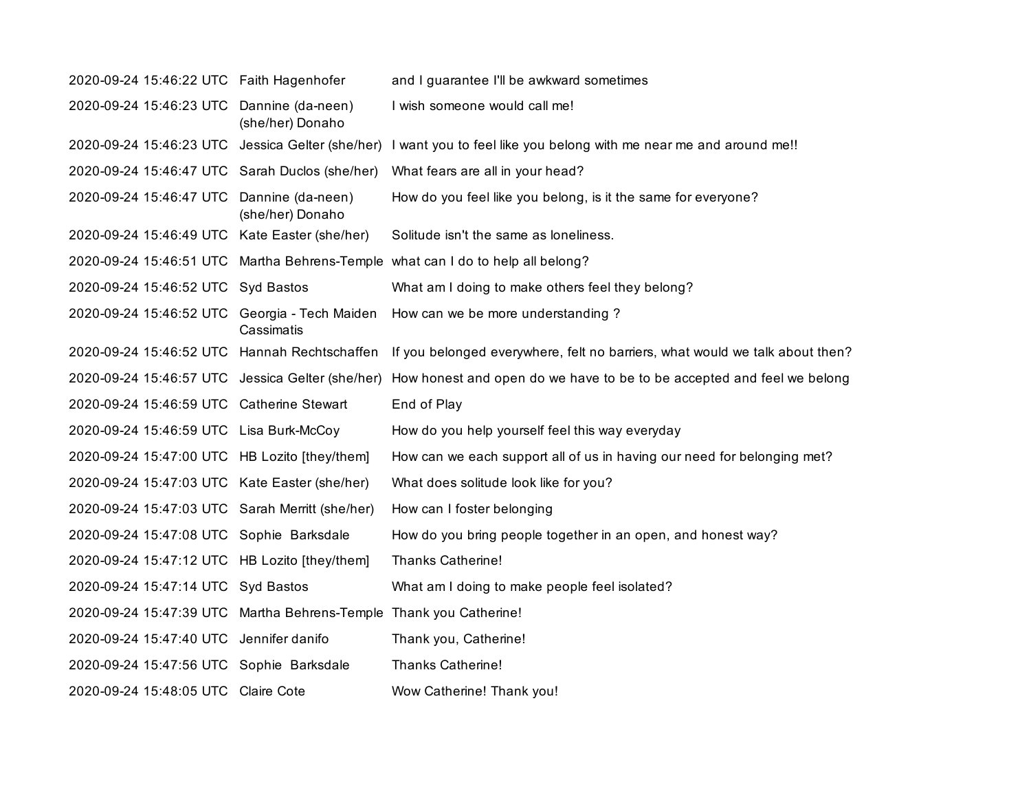| | | |
|---|---|---|
| 2020-09-24 15:46:22 UTC | Faith Hagenhofer | and I guarantee I'll be awkward sometimes |
| 2020-09-24 15:46:23 UTC | Dannine (da-neen) (she/her) Donaho | I wish someone would call me! |
| 2020-09-24 15:46:23 UTC | Jessica Gelter (she/her) | I want you to feel like you belong with me near me and around me!! |
| 2020-09-24 15:46:47 UTC | Sarah Duclos (she/her) | What fears are all in your head? |
| 2020-09-24 15:46:47 UTC | Dannine (da-neen) (she/her) Donaho | How do you feel like you belong, is it the same for everyone? |
| 2020-09-24 15:46:49 UTC | Kate Easter (she/her) | Solitude isn't the same as loneliness. |
| 2020-09-24 15:46:51 UTC | Martha Behrens-Temple | what can I do to help all belong? |
| 2020-09-24 15:46:52 UTC | Syd Bastos | What am I doing to make others feel they belong? |
| 2020-09-24 15:46:52 UTC | Georgia - Tech Maiden Cassimatis | How can we be more understanding ? |
| 2020-09-24 15:46:52 UTC | Hannah Rechtschaffen | If you belonged everywhere, felt no barriers, what would we talk about then? |
| 2020-09-24 15:46:57 UTC | Jessica Gelter (she/her) | How honest and open do we have to be to be accepted and feel we belong |
| 2020-09-24 15:46:59 UTC | Catherine Stewart | End of Play |
| 2020-09-24 15:46:59 UTC | Lisa Burk-McCoy | How do you help yourself feel this way everyday |
| 2020-09-24 15:47:00 UTC | HB Lozito [they/them] | How can we each support all of us in having our need for belonging met? |
| 2020-09-24 15:47:03 UTC | Kate Easter (she/her) | What does solitude look like for you? |
| 2020-09-24 15:47:03 UTC | Sarah Merritt (she/her) | How can I foster belonging |
| 2020-09-24 15:47:08 UTC | Sophie Barksdale | How do you bring people together in an open, and honest way? |
| 2020-09-24 15:47:12 UTC | HB Lozito [they/them] | Thanks Catherine! |
| 2020-09-24 15:47:14 UTC | Syd Bastos | What am I doing to make people feel isolated? |
| 2020-09-24 15:47:39 UTC | Martha Behrens-Temple | Thank you Catherine! |
| 2020-09-24 15:47:40 UTC | Jennifer danifo | Thank you, Catherine! |
| 2020-09-24 15:47:56 UTC | Sophie Barksdale | Thanks Catherine! |
| 2020-09-24 15:48:05 UTC | Claire Cote | Wow Catherine! Thank you! |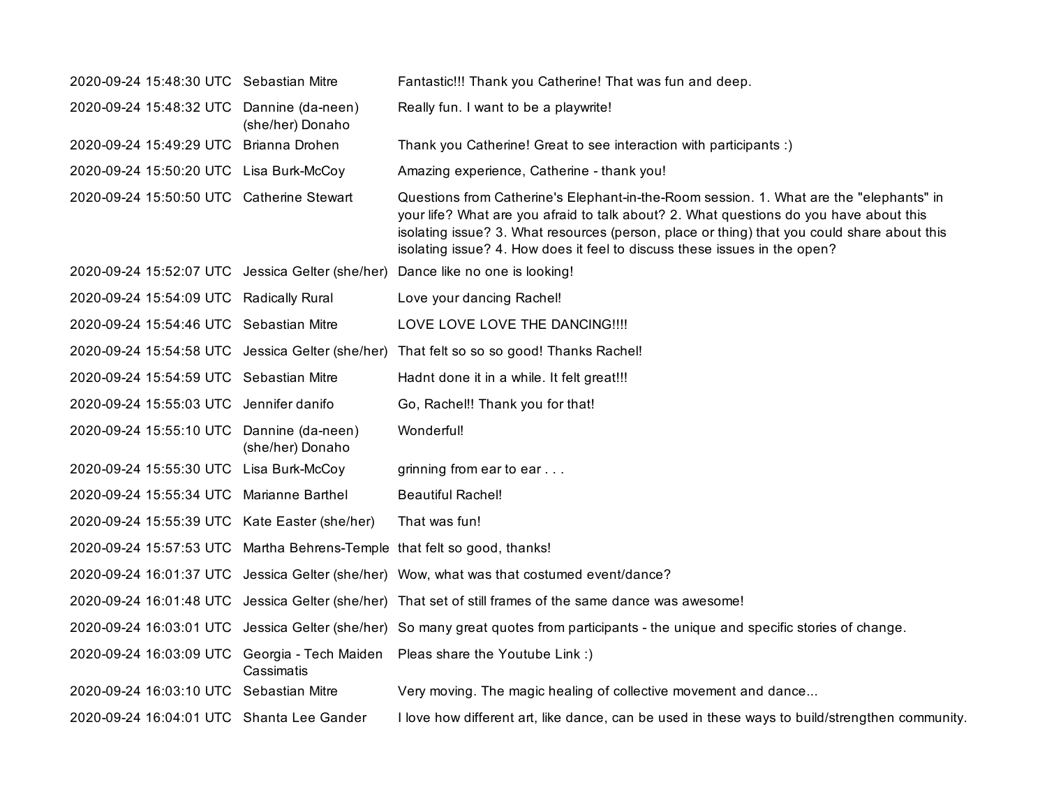| | | |
|---|---|---|
| 2020-09-24 15:48:30 UTC | Sebastian Mitre | Fantastic!!! Thank you Catherine! That was fun and deep. |
| 2020-09-24 15:48:32 UTC | Dannine (da-neen) (she/her) Donaho | Really fun. I want to be a playwrite! |
| 2020-09-24 15:49:29 UTC | Brianna Drohen | Thank you Catherine! Great to see interaction with participants :) |
| 2020-09-24 15:50:20 UTC | Lisa Burk-McCoy | Amazing experience, Catherine - thank you! |
| 2020-09-24 15:50:50 UTC | Catherine Stewart | Questions from Catherine's Elephant-in-the-Room session. 1. What are the "elephants" in your life? What are you afraid to talk about? 2. What questions do you have about this isolating issue? 3. What resources (person, place or thing) that you could share about this isolating issue? 4. How does it feel to discuss these issues in the open? |
| 2020-09-24 15:52:07 UTC | Jessica Gelter (she/her) | Dance like no one is looking! |
| 2020-09-24 15:54:09 UTC | Radically Rural | Love your dancing Rachel! |
| 2020-09-24 15:54:46 UTC | Sebastian Mitre | LOVE LOVE LOVE THE DANCING!!!! |
| 2020-09-24 15:54:58 UTC | Jessica Gelter (she/her) | That felt so so so good! Thanks Rachel! |
| 2020-09-24 15:54:59 UTC | Sebastian Mitre | Hadnt done it in a while. It felt great!!! |
| 2020-09-24 15:55:03 UTC | Jennifer danifo | Go, Rachel!! Thank you for that! |
| 2020-09-24 15:55:10 UTC | Dannine (da-neen) (she/her) Donaho | Wonderful! |
| 2020-09-24 15:55:30 UTC | Lisa Burk-McCoy | grinning from ear to ear . . . |
| 2020-09-24 15:55:34 UTC | Marianne Barthel | Beautiful Rachel! |
| 2020-09-24 15:55:39 UTC | Kate Easter (she/her) | That was fun! |
| 2020-09-24 15:57:53 UTC | Martha Behrens-Temple | that felt so good, thanks! |
| 2020-09-24 16:01:37 UTC | Jessica Gelter (she/her) | Wow, what was that costumed event/dance? |
| 2020-09-24 16:01:48 UTC | Jessica Gelter (she/her) | That set of still frames of the same dance was awesome! |
| 2020-09-24 16:03:01 UTC | Jessica Gelter (she/her) | So many great quotes from participants - the unique and specific stories of change. |
| 2020-09-24 16:03:09 UTC | Georgia - Tech Maiden Cassimatis | Pleas share the Youtube Link :) |
| 2020-09-24 16:03:10 UTC | Sebastian Mitre | Very moving. The magic healing of collective movement and dance... |
| 2020-09-24 16:04:01 UTC | Shanta Lee Gander | I love how different art, like dance, can be used in these ways to build/strengthen community. |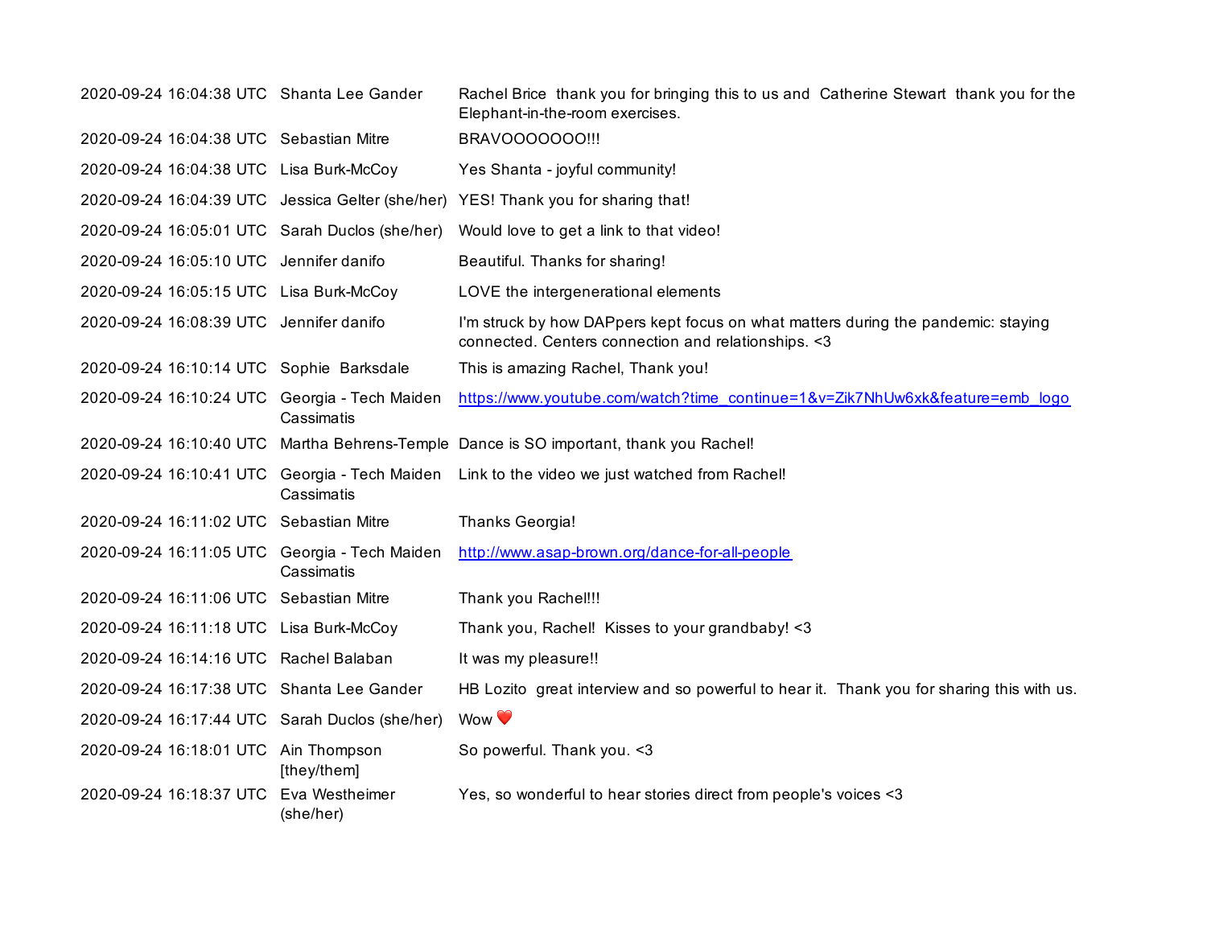| | | |
|---|---|---|
| 2020-09-24 16:04:38 UTC | Shanta Lee Gander | Rachel Brice  thank you for bringing this to us and  Catherine Stewart  thank you for the Elephant-in-the-room exercises. |
| 2020-09-24 16:04:38 UTC | Sebastian Mitre | BRAVOOOOOOO!!! |
| 2020-09-24 16:04:38 UTC | Lisa Burk-McCoy | Yes Shanta - joyful community! |
| 2020-09-24 16:04:39 UTC | Jessica Gelter (she/her) | YES! Thank you for sharing that! |
| 2020-09-24 16:05:01 UTC | Sarah Duclos (she/her) | Would love to get a link to that video! |
| 2020-09-24 16:05:10 UTC | Jennifer danifo | Beautiful. Thanks for sharing! |
| 2020-09-24 16:05:15 UTC | Lisa Burk-McCoy | LOVE the intergenerational elements |
| 2020-09-24 16:08:39 UTC | Jennifer danifo | I'm struck by how DAPpers kept focus on what matters during the pandemic: staying connected. Centers connection and relationships. <3 |
| 2020-09-24 16:10:14 UTC | Sophie  Barksdale | This is amazing Rachel, Thank you! |
| 2020-09-24 16:10:24 UTC | Georgia - Tech Maiden Cassimatis | https://www.youtube.com/watch?time_continue=1&v=Zik7NhUw6xk&feature=emb_logo |
| 2020-09-24 16:10:40 UTC | Martha Behrens-Temple | Dance is SO important, thank you Rachel! |
| 2020-09-24 16:10:41 UTC | Georgia - Tech Maiden Cassimatis | Link to the video we just watched from Rachel! |
| 2020-09-24 16:11:02 UTC | Sebastian Mitre | Thanks Georgia! |
| 2020-09-24 16:11:05 UTC | Georgia - Tech Maiden Cassimatis | http://www.asap-brown.org/dance-for-all-people |
| 2020-09-24 16:11:06 UTC | Sebastian Mitre | Thank you Rachel!!! |
| 2020-09-24 16:11:18 UTC | Lisa Burk-McCoy | Thank you, Rachel!  Kisses to your grandbaby! <3 |
| 2020-09-24 16:14:16 UTC | Rachel Balaban | It was my pleasure!! |
| 2020-09-24 16:17:38 UTC | Shanta Lee Gander | HB Lozito  great interview and so powerful to hear it.  Thank you for sharing this with us. |
| 2020-09-24 16:17:44 UTC | Sarah Duclos (she/her) | Wow ❤️ |
| 2020-09-24 16:18:01 UTC | Ain Thompson [they/them] | So powerful. Thank you. <3 |
| 2020-09-24 16:18:37 UTC | Eva Westheimer (she/her) | Yes, so wonderful to hear stories direct from people's voices <3 |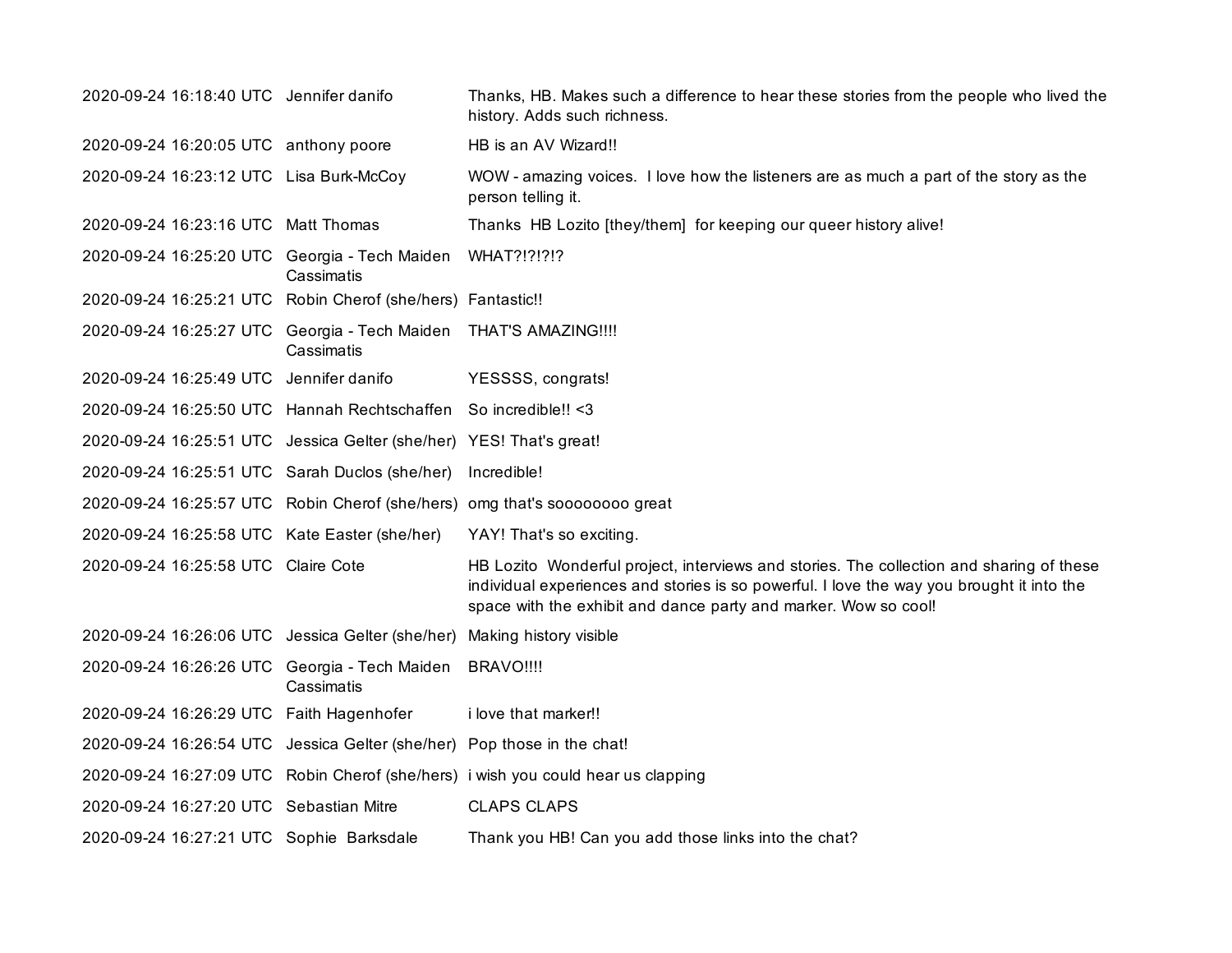| | | |
|---|---|---|
| 2020-09-24 16:18:40 UTC | Jennifer danifo | Thanks, HB. Makes such a difference to hear these stories from the people who lived the history. Adds such richness. |
| 2020-09-24 16:20:05 UTC | anthony poore | HB is an AV Wizard!! |
| 2020-09-24 16:23:12 UTC | Lisa Burk-McCoy | WOW - amazing voices. I love how the listeners are as much a part of the story as the person telling it. |
| 2020-09-24 16:23:16 UTC | Matt Thomas | Thanks HB Lozito [they/them] for keeping our queer history alive! |
| 2020-09-24 16:25:20 UTC | Georgia - Tech Maiden Cassimatis | WHAT?!?!?!? |
| 2020-09-24 16:25:21 UTC | Robin Cherof (she/hers) | Fantastic!! |
| 2020-09-24 16:25:27 UTC | Georgia - Tech Maiden Cassimatis | THAT'S AMAZING!!!! |
| 2020-09-24 16:25:49 UTC | Jennifer danifo | YESSSS, congrats! |
| 2020-09-24 16:25:50 UTC | Hannah Rechtschaffen | So incredible!! <3 |
| 2020-09-24 16:25:51 UTC | Jessica Gelter (she/her) | YES! That's great! |
| 2020-09-24 16:25:51 UTC | Sarah Duclos (she/her) | Incredible! |
| 2020-09-24 16:25:57 UTC | Robin Cherof (she/hers) | omg that's soooooooo great |
| 2020-09-24 16:25:58 UTC | Kate Easter (she/her) | YAY! That's so exciting. |
| 2020-09-24 16:25:58 UTC | Claire Cote | HB Lozito Wonderful project, interviews and stories. The collection and sharing of these individual experiences and stories is so powerful. I love the way you brought it into the space with the exhibit and dance party and marker. Wow so cool! |
| 2020-09-24 16:26:06 UTC | Jessica Gelter (she/her) | Making history visible |
| 2020-09-24 16:26:26 UTC | Georgia - Tech Maiden Cassimatis | BRAVO!!!! |
| 2020-09-24 16:26:29 UTC | Faith Hagenhofer | i love that marker!! |
| 2020-09-24 16:26:54 UTC | Jessica Gelter (she/her) | Pop those in the chat! |
| 2020-09-24 16:27:09 UTC | Robin Cherof (she/hers) | i wish you could hear us clapping |
| 2020-09-24 16:27:20 UTC | Sebastian Mitre | CLAPS CLAPS |
| 2020-09-24 16:27:21 UTC | Sophie Barksdale | Thank you HB! Can you add those links into the chat? |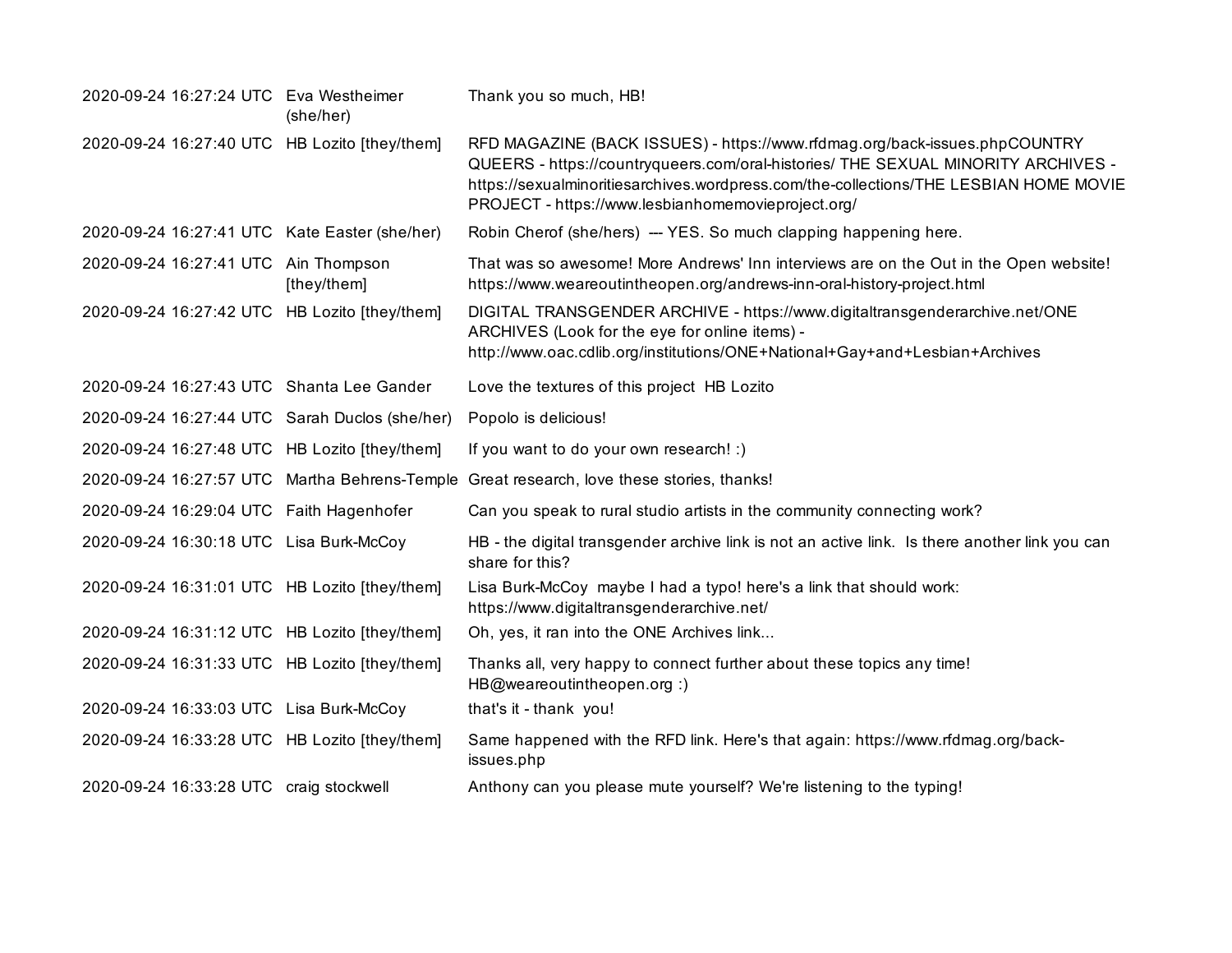| | | |
|---|---|---|
| 2020-09-24 16:27:24 UTC | Eva Westheimer (she/her) | Thank you so much, HB! |
| 2020-09-24 16:27:40 UTC | HB Lozito [they/them] | RFD MAGAZINE (BACK ISSUES) - https://www.rfdmag.org/back-issues.phpCOUNTRY QUEERS - https://countryqueers.com/oral-histories/ THE SEXUAL MINORITY ARCHIVES - https://sexualminoritiesarchives.wordpress.com/the-collections/THE LESBIAN HOME MOVIE PROJECT - https://www.lesbianhomemovieproject.org/ |
| 2020-09-24 16:27:41 UTC | Kate Easter (she/her) | Robin Cherof (she/hers) --- YES. So much clapping happening here. |
| 2020-09-24 16:27:41 UTC | Ain Thompson [they/them] | That was so awesome! More Andrews' Inn interviews are on the Out in the Open website! https://www.weareoutintheopen.org/andrews-inn-oral-history-project.html |
| 2020-09-24 16:27:42 UTC | HB Lozito [they/them] | DIGITAL TRANSGENDER ARCHIVE - https://www.digitaltransgenderarchive.net/ONE ARCHIVES (Look for the eye for online items) - http://www.oac.cdlib.org/institutions/ONE+National+Gay+and+Lesbian+Archives |
| 2020-09-24 16:27:43 UTC | Shanta Lee Gander | Love the textures of this project HB Lozito |
| 2020-09-24 16:27:44 UTC | Sarah Duclos (she/her) | Popolo is delicious! |
| 2020-09-24 16:27:48 UTC | HB Lozito [they/them] | If you want to do your own research! :) |
| 2020-09-24 16:27:57 UTC | Martha Behrens-Temple | Great research, love these stories, thanks! |
| 2020-09-24 16:29:04 UTC | Faith Hagenhofer | Can you speak to rural studio artists in the community connecting work? |
| 2020-09-24 16:30:18 UTC | Lisa Burk-McCoy | HB - the digital transgender archive link is not an active link. Is there another link you can share for this? |
| 2020-09-24 16:31:01 UTC | HB Lozito [they/them] | Lisa Burk-McCoy maybe I had a typo! here's a link that should work: https://www.digitaltransgenderarchive.net/ |
| 2020-09-24 16:31:12 UTC | HB Lozito [they/them] | Oh, yes, it ran into the ONE Archives link... |
| 2020-09-24 16:31:33 UTC | HB Lozito [they/them] | Thanks all, very happy to connect further about these topics any time! HB@weareoutintheopen.org :) |
| 2020-09-24 16:33:03 UTC | Lisa Burk-McCoy | that's it - thank you! |
| 2020-09-24 16:33:28 UTC | HB Lozito [they/them] | Same happened with the RFD link. Here's that again: https://www.rfdmag.org/back-issues.php |
| 2020-09-24 16:33:28 UTC | craig stockwell | Anthony can you please mute yourself? We're listening to the typing! |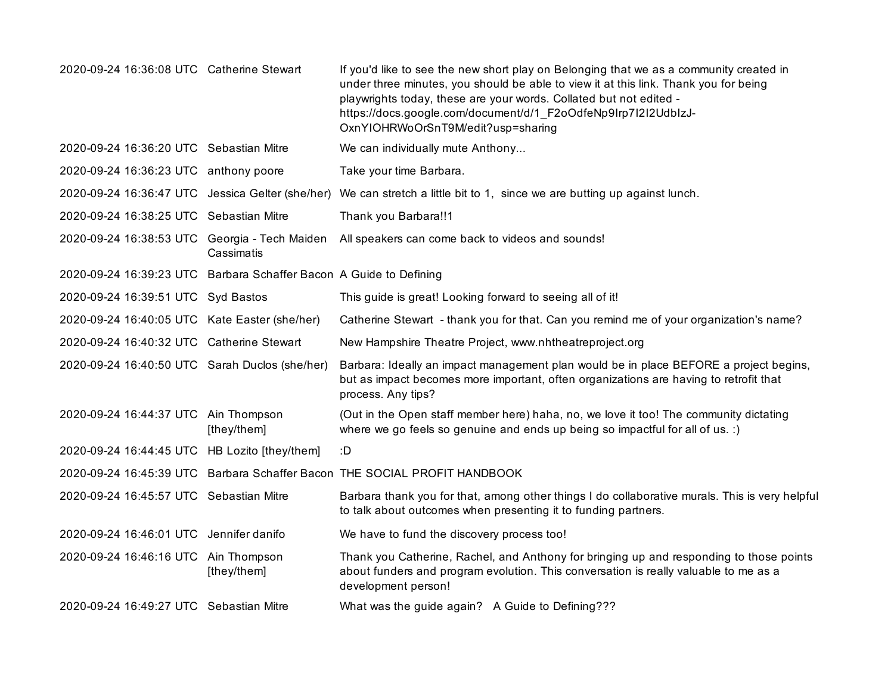| | | |
|---|---|---|
| 2020-09-24 16:36:08 UTC | Catherine Stewart | If you'd like to see the new short play on Belonging that we as a community created in under three minutes, you should be able to view it at this link. Thank you for being playwrights today, these are your words. Collated but not edited - https://docs.google.com/document/d/1_F2oOdfeNp9Irp7I2I2UdbIzJ-OxnYIOHRWoOrSnT9M/edit?usp=sharing |
| 2020-09-24 16:36:20 UTC | Sebastian Mitre | We can individually mute Anthony... |
| 2020-09-24 16:36:23 UTC | anthony poore | Take your time Barbara. |
| 2020-09-24 16:36:47 UTC | Jessica Gelter (she/her) | We can stretch a little bit to 1, since we are butting up against lunch. |
| 2020-09-24 16:38:25 UTC | Sebastian Mitre | Thank you Barbara!!1 |
| 2020-09-24 16:38:53 UTC | Georgia - Tech Maiden Cassimatis | All speakers can come back to videos and sounds! |
| 2020-09-24 16:39:23 UTC | Barbara Schaffer Bacon | A Guide to Defining |
| 2020-09-24 16:39:51 UTC | Syd Bastos | This guide is great! Looking forward to seeing all of it! |
| 2020-09-24 16:40:05 UTC | Kate Easter (she/her) | Catherine Stewart - thank you for that. Can you remind me of your organization's name? |
| 2020-09-24 16:40:32 UTC | Catherine Stewart | New Hampshire Theatre Project, www.nhtheatreproject.org |
| 2020-09-24 16:40:50 UTC | Sarah Duclos (she/her) | Barbara: Ideally an impact management plan would be in place BEFORE a project begins, but as impact becomes more important, often organizations are having to retrofit that process. Any tips? |
| 2020-09-24 16:44:37 UTC | Ain Thompson [they/them] | (Out in the Open staff member here) haha, no, we love it too! The community dictating where we go feels so genuine and ends up being so impactful for all of us. :) |
| 2020-09-24 16:44:45 UTC | HB Lozito [they/them] | :D |
| 2020-09-24 16:45:39 UTC | Barbara Schaffer Bacon | THE SOCIAL PROFIT HANDBOOK |
| 2020-09-24 16:45:57 UTC | Sebastian Mitre | Barbara thank you for that, among other things I do collaborative murals. This is very helpful to talk about outcomes when presenting it to funding partners. |
| 2020-09-24 16:46:01 UTC | Jennifer danifo | We have to fund the discovery process too! |
| 2020-09-24 16:46:16 UTC | Ain Thompson [they/them] | Thank you Catherine, Rachel, and Anthony for bringing up and responding to those points about funders and program evolution. This conversation is really valuable to me as a development person! |
| 2020-09-24 16:49:27 UTC | Sebastian Mitre | What was the guide again? A Guide to Defining??? |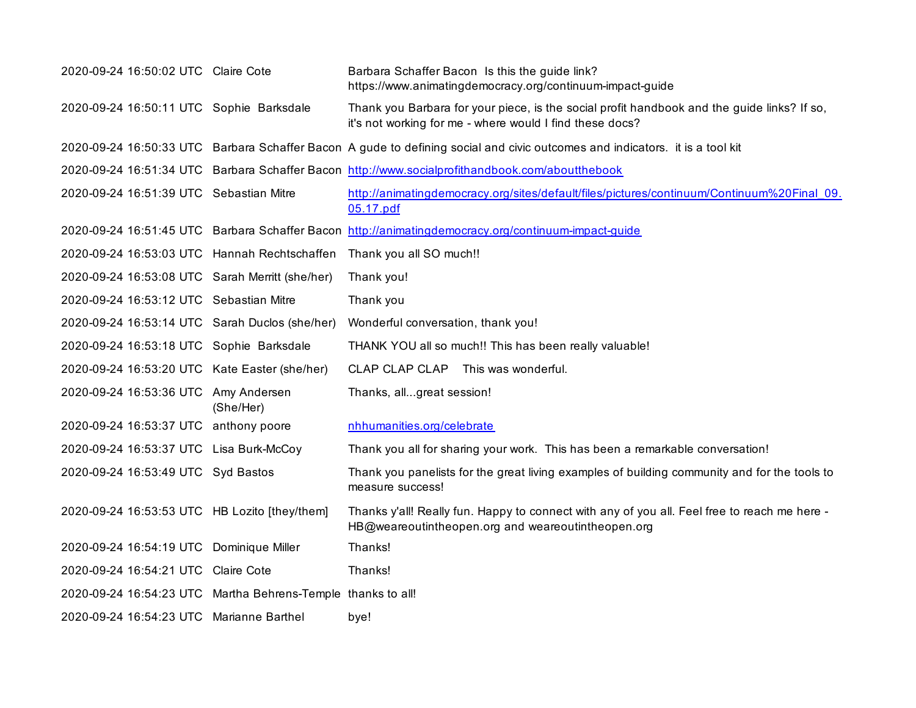| | | |
|---|---|---|
| 2020-09-24 16:50:02 UTC | Claire Cote | Barbara Schaffer Bacon  Is this the guide link? https://www.animatingdemocracy.org/continuum-impact-guide |
| 2020-09-24 16:50:11 UTC | Sophie  Barksdale | Thank you Barbara for your piece, is the social profit handbook and the guide links? If so, it's not working for me - where would I find these docs? |
| 2020-09-24 16:50:33 UTC | Barbara Schaffer Bacon | A gude to defining social and civic outcomes and indicators.  it is a tool kit |
| 2020-09-24 16:51:34 UTC | Barbara Schaffer Bacon | http://www.socialprofithandbook.com/aboutthebook |
| 2020-09-24 16:51:39 UTC | Sebastian Mitre | http://animatingdemocracy.org/sites/default/files/pictures/continuum/Continuum%20Final_09.05.17.pdf |
| 2020-09-24 16:51:45 UTC | Barbara Schaffer Bacon | http://animatingdemocracy.org/continuum-impact-guide |
| 2020-09-24 16:53:03 UTC | Hannah Rechtschaffen | Thank you all SO much!! |
| 2020-09-24 16:53:08 UTC | Sarah Merritt (she/her) | Thank you! |
| 2020-09-24 16:53:12 UTC | Sebastian Mitre | Thank you |
| 2020-09-24 16:53:14 UTC | Sarah Duclos (she/her) | Wonderful conversation, thank you! |
| 2020-09-24 16:53:18 UTC | Sophie  Barksdale | THANK YOU all so much!! This has been really valuable! |
| 2020-09-24 16:53:20 UTC | Kate Easter (she/her) | CLAP CLAP CLAP    This was wonderful. |
| 2020-09-24 16:53:36 UTC | Amy Andersen (She/Her) | Thanks, all...great session! |
| 2020-09-24 16:53:37 UTC | anthony poore | nhhumanities.org/celebrate |
| 2020-09-24 16:53:37 UTC | Lisa Burk-McCoy | Thank you all for sharing your work.  This has been a remarkable conversation! |
| 2020-09-24 16:53:49 UTC | Syd Bastos | Thank you panelists for the great living examples of building community and for the tools to measure success! |
| 2020-09-24 16:53:53 UTC | HB Lozito [they/them] | Thanks y'all! Really fun. Happy to connect with any of you all. Feel free to reach me here - HB@weareoutintheopen.org and weareoutintheopen.org |
| 2020-09-24 16:54:19 UTC | Dominique Miller | Thanks! |
| 2020-09-24 16:54:21 UTC | Claire Cote | Thanks! |
| 2020-09-24 16:54:23 UTC | Martha Behrens-Temple | thanks to all! |
| 2020-09-24 16:54:23 UTC | Marianne Barthel | bye! |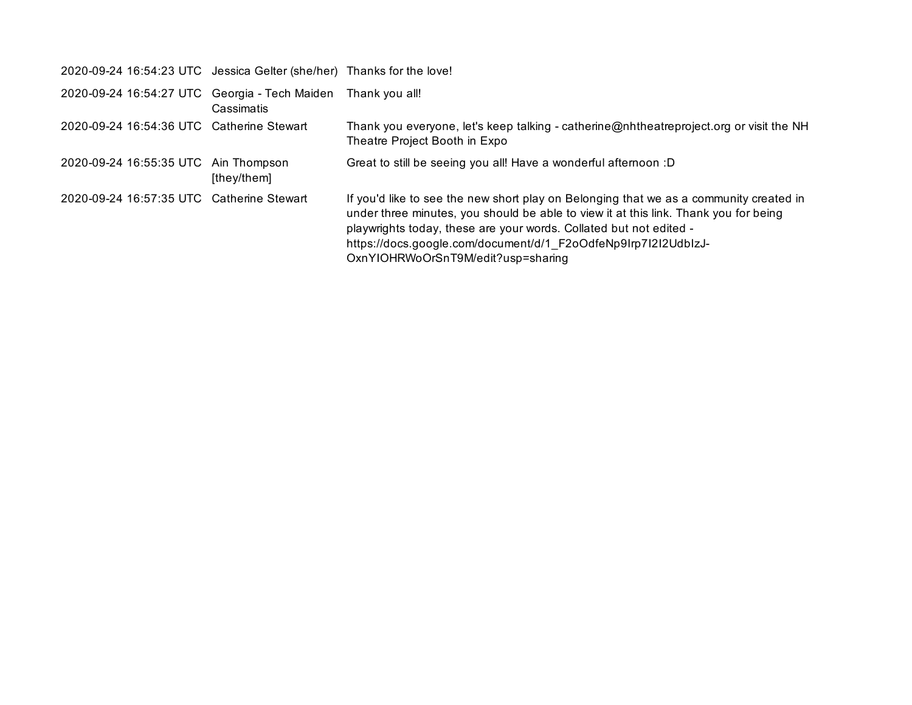| | | |
|---|---|---|
| 2020-09-24 16:54:23 UTC | Jessica Gelter (she/her) | Thanks for the love! |
| 2020-09-24 16:54:27 UTC | Georgia - Tech Maiden Cassimatis | Thank you all! |
| 2020-09-24 16:54:36 UTC | Catherine Stewart | Thank you everyone, let's keep talking - catherine@nhtheatreproject.org or visit the NH Theatre Project Booth in Expo |
| 2020-09-24 16:55:35 UTC | Ain Thompson [they/them] | Great to still be seeing you all! Have a wonderful afternoon :D |
| 2020-09-24 16:57:35 UTC | Catherine Stewart | If you'd like to see the new short play on Belonging that we as a community created in under three minutes, you should be able to view it at this link. Thank you for being playwrights today, these are your words. Collated but not edited - https://docs.google.com/document/d/1_F2oOdfeNp9Irp7I2I2UdbIzJ-OxnYIOHRWoOrSnT9M/edit?usp=sharing |